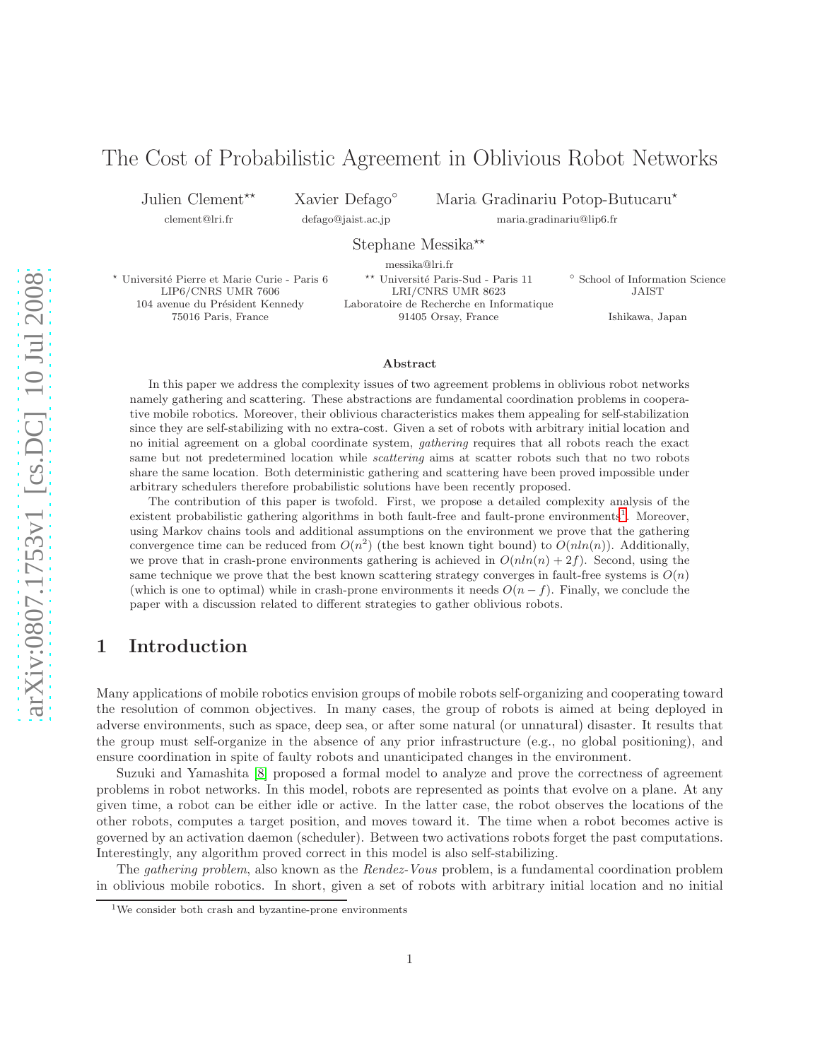# The Cost of Probabilistic Agreement in Oblivious Robot Networks

Julien Clement[⋆⋆]
clement@lri.fr

Xavier Defago[∘]
defago@jaist.ac.jp

Maria Gradinariu Potop-Butucaru[⋆]
maria.gradinariu@lip6.fr

Stephane Messika[⋆⋆]
messika@lri.fr

[⋆] Université Pierre et Marie Curie - Paris 6
LIP6/CNRS UMR 7606
104 avenue du Président Kennedy
75016 Paris, France

[⋆⋆] Université Paris-Sud - Paris 11
LRI/CNRS UMR 8623
Laboratoire de Recherche en Informatique
91405 Orsay, France

[∘] School of Information Science
JAIST
Ishikawa, Japan

### Abstract

In this paper we address the complexity issues of two agreement problems in oblivious robot networks namely gathering and scattering. These abstractions are fundamental coordination problems in cooperative mobile robotics. Moreover, their oblivious characteristics makes them appealing for self-stabilization since they are self-stabilizing with no extra-cost. Given a set of robots with arbitrary initial location and no initial agreement on a global coordinate system, *gathering* requires that all robots reach the exact same but not predetermined location while *scattering* aims at scatter robots such that no two robots share the same location. Both deterministic gathering and scattering have been proved impossible under arbitrary schedulers therefore probabilistic solutions have been recently proposed.

The contribution of this paper is twofold. First, we propose a detailed complexity analysis of the existent probabilistic gathering algorithms in both fault-free and fault-prone environments[1]. Moreover, using Markov chains tools and additional assumptions on the environment we prove that the gathering convergence time can be reduced from $O(n^2)$ (the best known tight bound) to $O(nln(n))$. Additionally, we prove that in crash-prone environments gathering is achieved in $O(nln(n) + 2f)$. Second, using the same technique we prove that the best known scattering strategy converges in fault-free systems is $O(n)$ (which is one to optimal) while in crash-prone environments it needs $O(n - f)$. Finally, we conclude the paper with a discussion related to different strategies to gather oblivious robots.

## 1 Introduction

Many applications of mobile robotics envision groups of mobile robots self-organizing and cooperating toward the resolution of common objectives. In many cases, the group of robots is aimed at being deployed in adverse environments, such as space, deep sea, or after some natural (or unnatural) disaster. It results that the group must self-organize in the absence of any prior infrastructure (e.g., no global positioning), and ensure coordination in spite of faulty robots and unanticipated changes in the environment.

Suzuki and Yamashita [8] proposed a formal model to analyze and prove the correctness of agreement problems in robot networks. In this model, robots are represented as points that evolve on a plane. At any given time, a robot can be either idle or active. In the latter case, the robot observes the locations of the other robots, computes a target position, and moves toward it. The time when a robot becomes active is governed by an activation daemon (scheduler). Between two activations robots forget the past computations. Interestingly, any algorithm proved correct in this model is also self-stabilizing.

The *gathering problem*, also known as the *Rendez-Vous* problem, is a fundamental coordination problem in oblivious mobile robotics. In short, given a set of robots with arbitrary initial location and no initial

[1] We consider both crash and byzantine-prone environments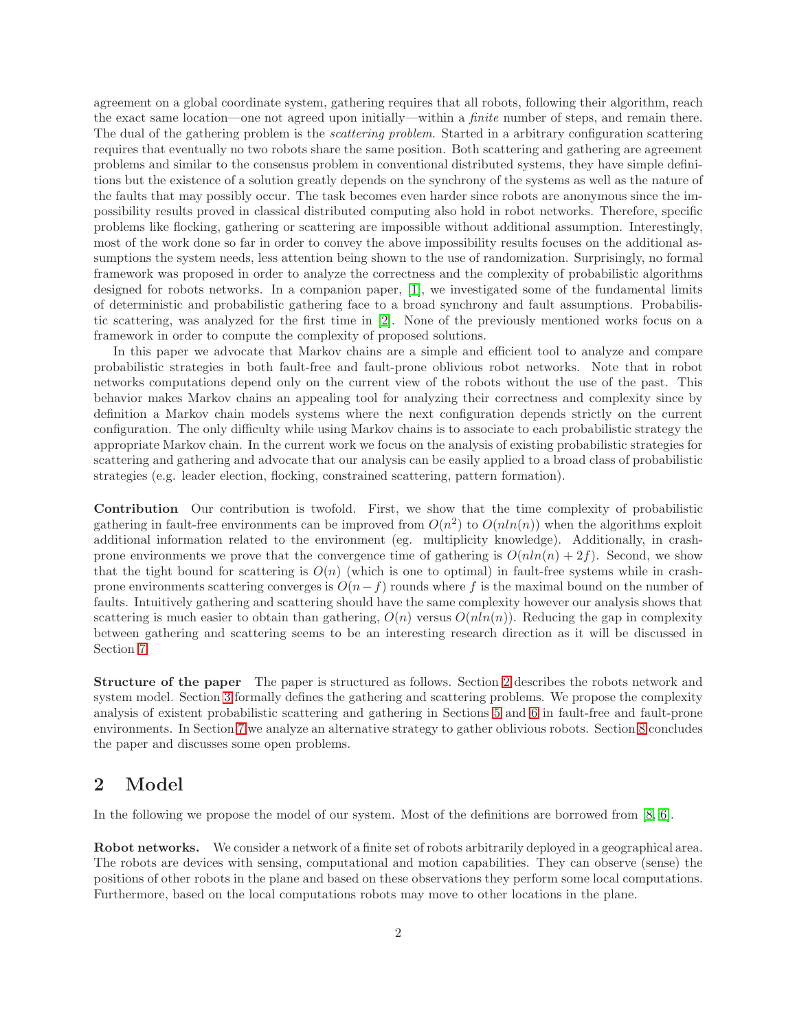agreement on a global coordinate system, gathering requires that all robots, following their algorithm, reach the exact same location—one not agreed upon initially—within a *finite* number of steps, and remain there. The dual of the gathering problem is the *scattering problem*. Started in a arbitrary configuration scattering requires that eventually no two robots share the same position. Both scattering and gathering are agreement problems and similar to the consensus problem in conventional distributed systems, they have simple definitions but the existence of a solution greatly depends on the synchrony of the systems as well as the nature of the faults that may possibly occur. The task becomes even harder since robots are anonymous since the impossibility results proved in classical distributed computing also hold in robot networks. Therefore, specific problems like flocking, gathering or scattering are impossible without additional assumption. Interestingly, most of the work done so far in order to convey the above impossibility results focuses on the additional assumptions the system needs, less attention being shown to the use of randomization. Surprisingly, no formal framework was proposed in order to analyze the correctness and the complexity of probabilistic algorithms designed for robots networks. In a companion paper, [1], we investigated some of the fundamental limits of deterministic and probabilistic gathering face to a broad synchrony and fault assumptions. Probabilistic scattering, was analyzed for the first time in [2]. None of the previously mentioned works focus on a framework in order to compute the complexity of proposed solutions.

In this paper we advocate that Markov chains are a simple and efficient tool to analyze and compare probabilistic strategies in both fault-free and fault-prone oblivious robot networks. Note that in robot networks computations depend only on the current view of the robots without the use of the past. This behavior makes Markov chains an appealing tool for analyzing their correctness and complexity since by definition a Markov chain models systems where the next configuration depends strictly on the current configuration. The only difficulty while using Markov chains is to associate to each probabilistic strategy the appropriate Markov chain. In the current work we focus on the analysis of existing probabilistic strategies for scattering and gathering and advocate that our analysis can be easily applied to a broad class of probabilistic strategies (e.g. leader election, flocking, constrained scattering, pattern formation).

**Contribution** Our contribution is twofold. First, we show that the time complexity of probabilistic gathering in fault-free environments can be improved from $O(n^2)$ to $O(nln(n))$ when the algorithms exploit additional information related to the environment (eg. multiplicity knowledge). Additionally, in crash-prone environments we prove that the convergence time of gathering is $O(nln(n) + 2f)$. Second, we show that the tight bound for scattering is $O(n)$ (which is one to optimal) in fault-free systems while in crash-prone environments scattering converges is $O(n - f)$ rounds where $f$ is the maximal bound on the number of faults. Intuitively gathering and scattering should have the same complexity however our analysis shows that scattering is much easier to obtain than gathering, $O(n)$ versus $O(nln(n))$. Reducing the gap in complexity between gathering and scattering seems to be an interesting research direction as it will be discussed in Section 7.

**Structure of the paper** The paper is structured as follows. Section 2 describes the robots network and system model. Section 3 formally defines the gathering and scattering problems. We propose the complexity analysis of existent probabilistic scattering and gathering in Sections 5 and 6 in fault-free and fault-prone environments. In Section 7 we analyze an alternative strategy to gather oblivious robots. Section 8 concludes the paper and discusses some open problems.

## 2 Model

In the following we propose the model of our system. Most of the definitions are borrowed from [8, 6].

**Robot networks.** We consider a network of a finite set of robots arbitrarily deployed in a geographical area. The robots are devices with sensing, computational and motion capabilities. They can observe (sense) the positions of other robots in the plane and based on these observations they perform some local computations. Furthermore, based on the local computations robots may move to other locations in the plane.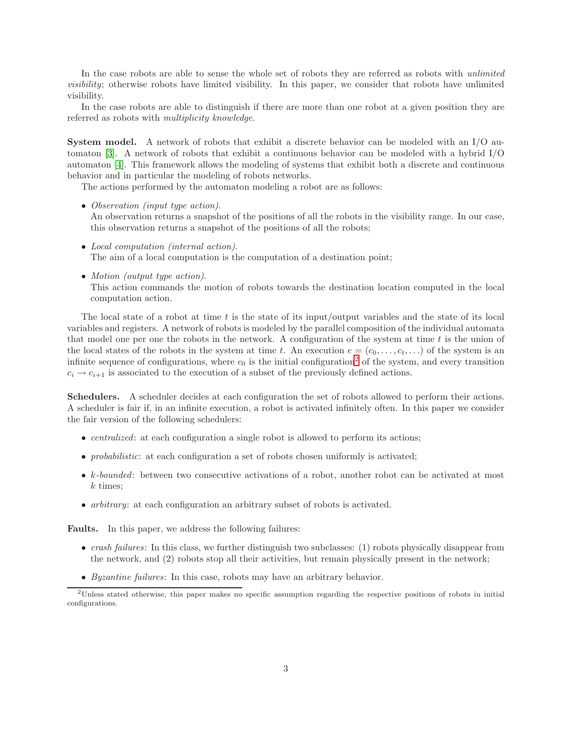In the case robots are able to sense the whole set of robots they are referred as robots with *unlimited visibility*; otherwise robots have limited visibility. In this paper, we consider that robots have unlimited visibility.

In the case robots are able to distinguish if there are more than one robot at a given position they are referred as robots with *multiplicity knowledge*.

**System model.** A network of robots that exhibit a discrete behavior can be modeled with an I/O automaton [3]. A network of robots that exhibit a continuous behavior can be modeled with a hybrid I/O automaton [4]. This framework allows the modeling of systems that exhibit both a discrete and continuous behavior and in particular the modeling of robots networks.

The actions performed by the automaton modeling a robot are as follows:

- *Observation (input type action)*.
  An observation returns a snapshot of the positions of all the robots in the visibility range. In our case, this observation returns a snapshot of the positions of all the robots;
- *Local computation (internal action)*.
  The aim of a local computation is the computation of a destination point;
- *Motion (output type action)*.
  This action commands the motion of robots towards the destination location computed in the local computation action.

The local state of a robot at time $t$ is the state of its input/output variables and the state of its local variables and registers. A network of robots is modeled by the parallel composition of the individual automata that model one per one the robots in the network. A configuration of the system at time $t$ is the union of the local states of the robots in the system at time $t$. An execution $e = (c_0, \ldots, c_t, \ldots)$ of the system is an infinite sequence of configurations, where $c_0$ is the initial configuration[2] of the system, and every transition $c_i \rightarrow c_{i+1}$ is associated to the execution of a subset of the previously defined actions.

**Schedulers.** A scheduler decides at each configuration the set of robots allowed to perform their actions. A scheduler is fair if, in an infinite execution, a robot is activated infinitely often. In this paper we consider the fair version of the following schedulers:

- *centralized*: at each configuration a single robot is allowed to perform its actions;
- *probabilistic*: at each configuration a set of robots chosen uniformly is activated;
- *k-bounded*: between two consecutive activations of a robot, another robot can be activated at most $k$ times;
- *arbitrary*: at each configuration an arbitrary subset of robots is activated.

**Faults.** In this paper, we address the following failures:

- *crash failures*: In this class, we further distinguish two subclasses: (1) robots physically disappear from the network, and (2) robots stop all their activities, but remain physically present in the network;
- *Byzantine failures*: In this case, robots may have an arbitrary behavior.

[2] Unless stated otherwise, this paper makes no specific assumption regarding the respective positions of robots in initial configurations.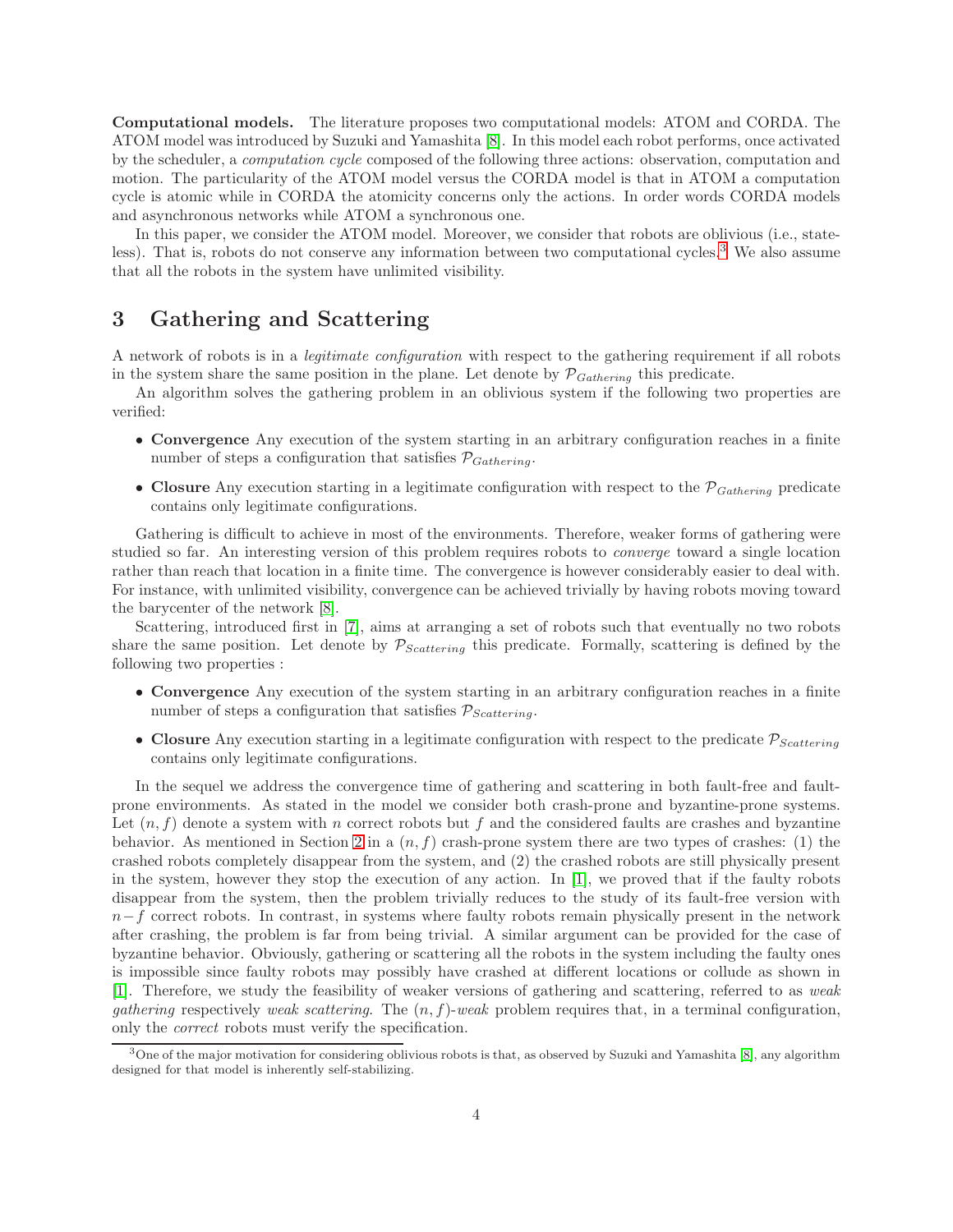**Computational models.** The literature proposes two computational models: ATOM and CORDA. The ATOM model was introduced by Suzuki and Yamashita [8]. In this model each robot performs, once activated by the scheduler, a *computation cycle* composed of the following three actions: observation, computation and motion. The particularity of the ATOM model versus the CORDA model is that in ATOM a computation cycle is atomic while in CORDA the atomicity concerns only the actions. In order words CORDA models and asynchronous networks while ATOM a synchronous one.

In this paper, we consider the ATOM model. Moreover, we consider that robots are oblivious (i.e., stateless). That is, robots do not conserve any information between two computational cycles.[3] We also assume that all the robots in the system have unlimited visibility.

# 3 Gathering and Scattering

A network of robots is in a *legitimate configuration* with respect to the gathering requirement if all robots in the system share the same position in the plane. Let denote by $\mathcal{P}_{Gathering}$ this predicate.

An algorithm solves the gathering problem in an oblivious system if the following two properties are verified:

- **Convergence** Any execution of the system starting in an arbitrary configuration reaches in a finite number of steps a configuration that satisfies $\mathcal{P}_{Gathering}$.
- **Closure** Any execution starting in a legitimate configuration with respect to the $\mathcal{P}_{Gathering}$ predicate contains only legitimate configurations.

Gathering is difficult to achieve in most of the environments. Therefore, weaker forms of gathering were studied so far. An interesting version of this problem requires robots to *converge* toward a single location rather than reach that location in a finite time. The convergence is however considerably easier to deal with. For instance, with unlimited visibility, convergence can be achieved trivially by having robots moving toward the barycenter of the network [8].

Scattering, introduced first in [7], aims at arranging a set of robots such that eventually no two robots share the same position. Let denote by $\mathcal{P}_{Scattering}$ this predicate. Formally, scattering is defined by the following two properties :

- **Convergence** Any execution of the system starting in an arbitrary configuration reaches in a finite number of steps a configuration that satisfies $\mathcal{P}_{Scattering}$.
- **Closure** Any execution starting in a legitimate configuration with respect to the predicate $\mathcal{P}_{Scattering}$ contains only legitimate configurations.

In the sequel we address the convergence time of gathering and scattering in both fault-free and fault-prone environments. As stated in the model we consider both crash-prone and byzantine-prone systems. Let $(n, f)$ denote a system with $n$ correct robots but $f$ and the considered faults are crashes and byzantine behavior. As mentioned in Section 2 in a $(n, f)$ crash-prone system there are two types of crashes: (1) the crashed robots completely disappear from the system, and (2) the crashed robots are still physically present in the system, however they stop the execution of any action. In [1], we proved that if the faulty robots disappear from the system, then the problem trivially reduces to the study of its fault-free version with $n-f$ correct robots. In contrast, in systems where faulty robots remain physically present in the network after crashing, the problem is far from being trivial. A similar argument can be provided for the case of byzantine behavior. Obviously, gathering or scattering all the robots in the system including the faulty ones is impossible since faulty robots may possibly have crashed at different locations or collude as shown in [1]. Therefore, we study the feasibility of weaker versions of gathering and scattering, referred to as *weak gathering* respectively *weak scattering*. The $(n, f)$-*weak* problem requires that, in a terminal configuration, only the *correct* robots must verify the specification.

[3] One of the major motivation for considering oblivious robots is that, as observed by Suzuki and Yamashita [8], any algorithm designed for that model is inherently self-stabilizing.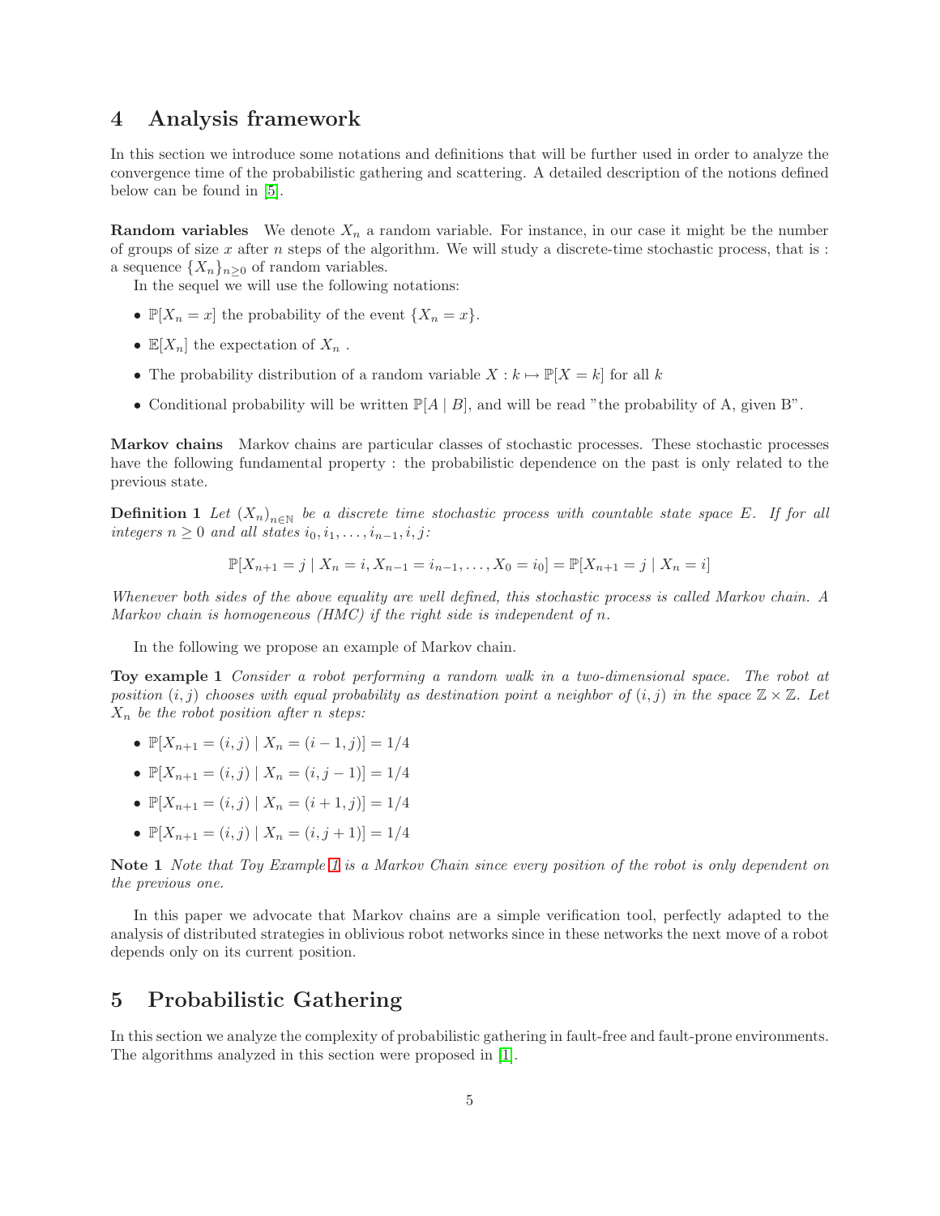## 4 Analysis framework

In this section we introduce some notations and definitions that will be further used in order to analyze the convergence time of the probabilistic gathering and scattering. A detailed description of the notions defined below can be found in [5].

**Random variables** We denote $X_n$ a random variable. For instance, in our case it might be the number of groups of size $x$ after $n$ steps of the algorithm. We will study a discrete-time stochastic process, that is : a sequence $\{X_n\}_{n \geq 0}$ of random variables.

In the sequel we will use the following notations:

- $\mathbb{P}[X_n = x]$ the probability of the event $\{X_n = x\}$.
- $\mathbb{E}[X_n]$ the expectation of $X_n$ .
- The probability distribution of a random variable $X : k \mapsto \mathbb{P}[X = k]$ for all $k$
- Conditional probability will be written $\mathbb{P}[A \mid B]$, and will be read "the probability of A, given B".

**Markov chains** Markov chains are particular classes of stochastic processes. These stochastic processes have the following fundamental property : the probabilistic dependence on the past is only related to the previous state.

**Definition 1** *Let $(X_n)_{n \in \mathbb{N}}$ be a discrete time stochastic process with countable state space $E$. If for all integers $n \geq 0$ and all states $i_0, i_1, \ldots, i_{n-1}, i, j$:*

$$\mathbb{P}[X_{n+1} = j \mid X_n = i, X_{n-1} = i_{n-1}, \ldots, X_0 = i_0] = \mathbb{P}[X_{n+1} = j \mid X_n = i]$$

*Whenever both sides of the above equality are well defined, this stochastic process is called Markov chain. A Markov chain is homogeneous (HMC) if the right side is independent of $n$.*

In the following we propose an example of Markov chain.

**Toy example 1** *Consider a robot performing a random walk in a two-dimensional space. The robot at position $(i, j)$ chooses with equal probability as destination point a neighbor of $(i, j)$ in the space $\mathbb{Z} \times \mathbb{Z}$. Let $X_n$ be the robot position after $n$ steps:*

- $\mathbb{P}[X_{n+1} = (i, j) \mid X_n = (i - 1, j)] = 1/4$
- $\mathbb{P}[X_{n+1} = (i, j) \mid X_n = (i, j - 1)] = 1/4$
- $\mathbb{P}[X_{n+1} = (i, j) \mid X_n = (i + 1, j)] = 1/4$
- $\mathbb{P}[X_{n+1} = (i, j) \mid X_n = (i, j + 1)] = 1/4$

**Note 1** *Note that Toy Example 1 is a Markov Chain since every position of the robot is only dependent on the previous one.*

In this paper we advocate that Markov chains are a simple verification tool, perfectly adapted to the analysis of distributed strategies in oblivious robot networks since in these networks the next move of a robot depends only on its current position.

## 5 Probabilistic Gathering

In this section we analyze the complexity of probabilistic gathering in fault-free and fault-prone environments. The algorithms analyzed in this section were proposed in [1].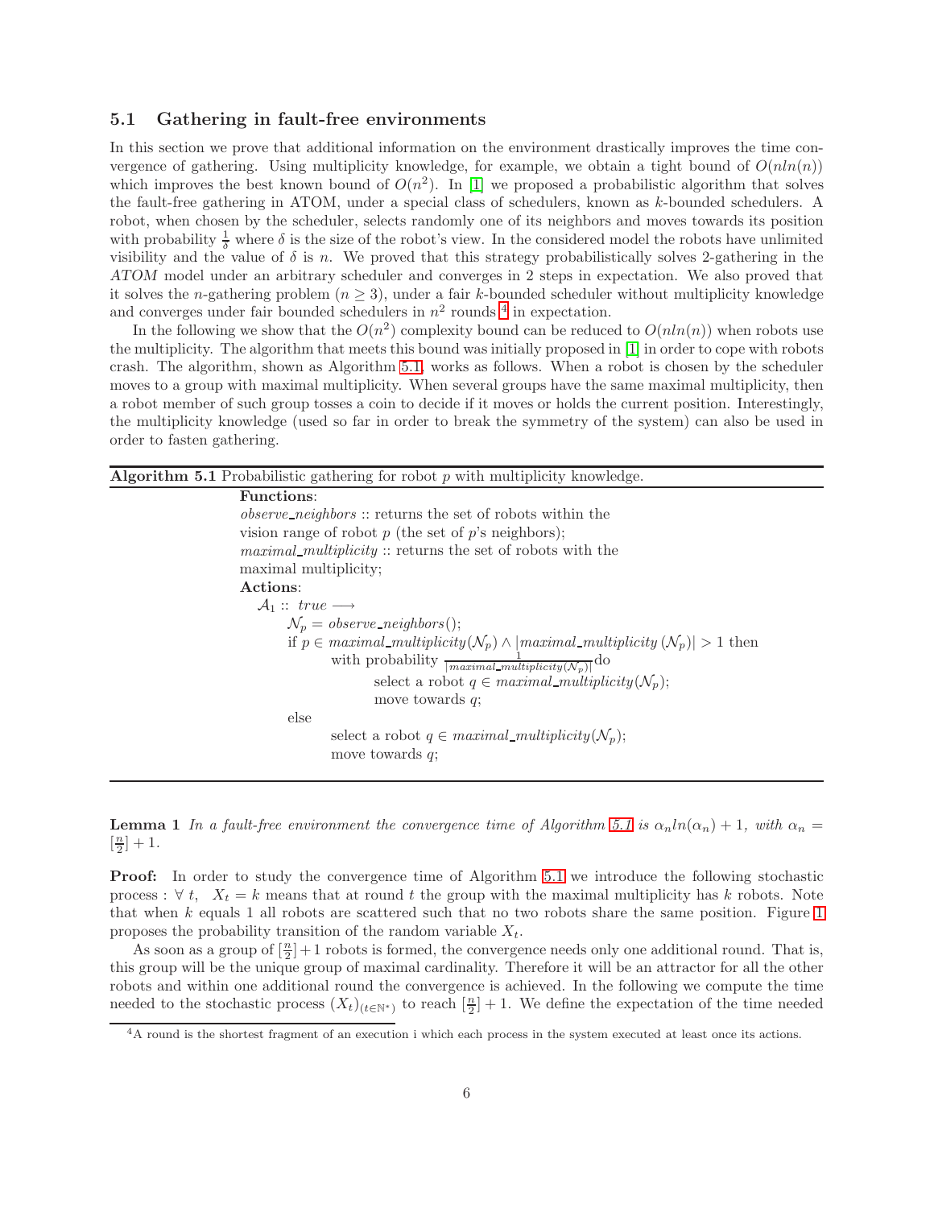### 5.1 Gathering in fault-free environments

In this section we prove that additional information on the environment drastically improves the time convergence of gathering. Using multiplicity knowledge, for example, we obtain a tight bound of $O(nln(n))$ which improves the best known bound of $O(n^2)$. In [1] we proposed a probabilistic algorithm that solves the fault-free gathering in ATOM, under a special class of schedulers, known as $k$-bounded schedulers. A robot, when chosen by the scheduler, selects randomly one of its neighbors and moves towards its position with probability $\frac{1}{\delta}$ where $\delta$ is the size of the robot's view. In the considered model the robots have unlimited visibility and the value of $\delta$ is $n$. We proved that this strategy probabilistically solves 2-gathering in the *ATOM* model under an arbitrary scheduler and converges in 2 steps in expectation. We also proved that it solves the $n$-gathering problem ($n \geq 3$), under a fair $k$-bounded scheduler without multiplicity knowledge and converges under fair bounded schedulers in $n^2$ rounds [4] in expectation.

In the following we show that the $O(n^2)$ complexity bound can be reduced to $O(nln(n))$ when robots use the multiplicity. The algorithm that meets this bound was initially proposed in [1] in order to cope with robots crash. The algorithm, shown as Algorithm 5.1, works as follows. When a robot is chosen by the scheduler moves to a group with maximal multiplicity. When several groups have the same maximal multiplicity, then a robot member of such group tosses a coin to decide if it moves or holds the current position. Interestingly, the multiplicity knowledge (used so far in order to break the symmetry of the system) can also be used in order to fasten gathering.

**Algorithm 5.1** Probabilistic gathering for robot $p$ with multiplicity knowledge.

**Functions**:
*observe_neighbors* :: returns the set of robots within the vision range of robot $p$ (the set of $p$'s neighbors);
*maximal_multiplicity* :: returns the set of robots with the maximal multiplicity;

**Actions**:
$\mathcal{A}_1$ :: *true* $\longrightarrow$
  $\mathcal{N}_p = observe\_neighbors()$;
  if $p \in maximal\_multiplicity(\mathcal{N}_p) \wedge |maximal\_multiplicity\ (\mathcal{N}_p)| > 1$ then
    with probability $\frac{1}{|maximal\_multiplicity(\mathcal{N}_p)|}$ do
      select a robot $q \in maximal\_multiplicity(\mathcal{N}_p)$;
      move towards $q$;
  else
    select a robot $q \in maximal\_multiplicity(\mathcal{N}_p)$;
    move towards $q$;

**Lemma 1** *In a fault-free environment the convergence time of Algorithm 5.1 is* $\alpha_n ln(\alpha_n) + 1$*, with* $\alpha_n = [\frac{n}{2}] + 1$.

**Proof:** In order to study the convergence time of Algorithm 5.1 we introduce the following stochastic process : $\forall\ t,\quad X_t = k$ means that at round $t$ the group with the maximal multiplicity has $k$ robots. Note that when $k$ equals 1 all robots are scattered such that no two robots share the same position. Figure 1 proposes the probability transition of the random variable $X_t$.

As soon as a group of $[\frac{n}{2}] + 1$ robots is formed, the convergence needs only one additional round. That is, this group will be the unique group of maximal cardinality. Therefore it will be an attractor for all the other robots and within one additional round the convergence is achieved. In the following we compute the time needed to the stochastic process $(X_t)_{(t \in \mathbb{N}^*)}$ to reach $[\frac{n}{2}] + 1$. We define the expectation of the time needed

[4] A round is the shortest fragment of an execution i which each process in the system executed at least once its actions.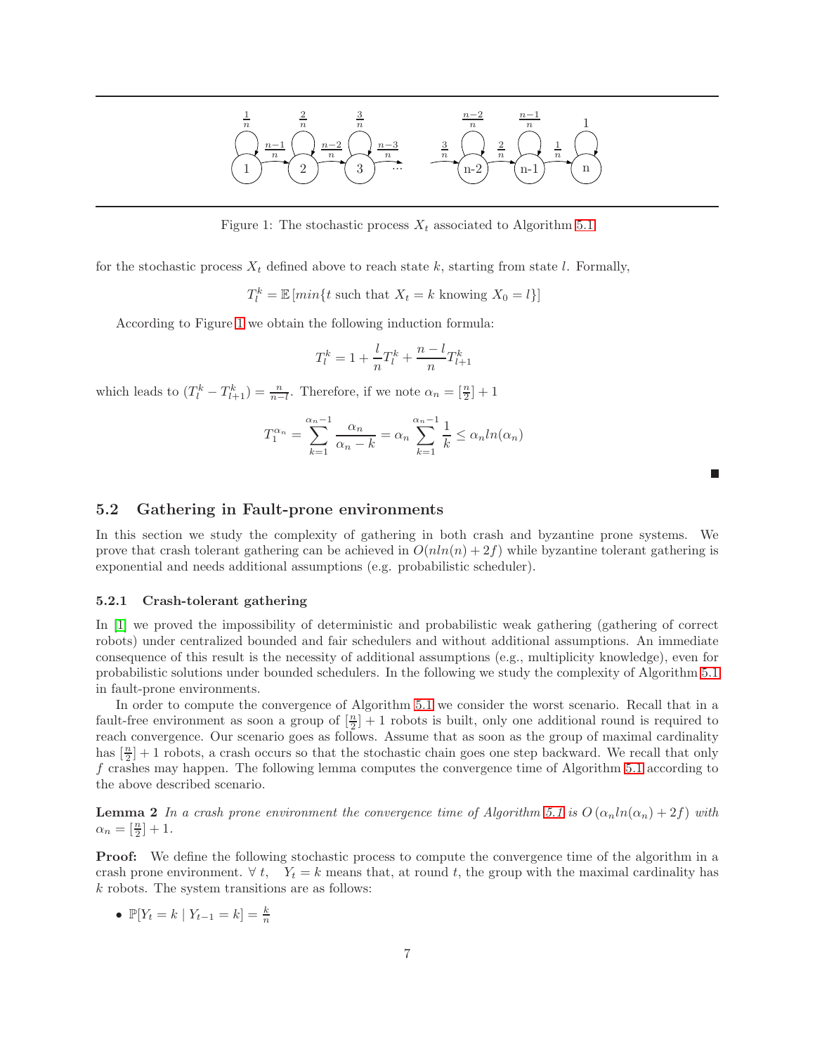Figure 1: The stochastic process $X_t$ associated to Algorithm 5.1

for the stochastic process $X_t$ defined above to reach state $k$, starting from state $l$. Formally,

$$T_l^k = \mathbb{E}\left[min\{t \text{ such that } X_t = k \text{ knowing } X_0 = l\}\right]$$

According to Figure 1 we obtain the following induction formula:

$$T_l^k = 1 + \frac{l}{n}T_l^k + \frac{n-l}{n}T_{l+1}^k$$

which leads to $(T_l^k - T_{l+1}^k) = \frac{n}{n-l}$. Therefore, if we note $\alpha_n = [\frac{n}{2}] + 1$

$$T_1^{\alpha_n} = \sum_{k=1}^{\alpha_n - 1} \frac{\alpha_n}{\alpha_n - k} = \alpha_n \sum_{k=1}^{\alpha_n - 1} \frac{1}{k} \leq \alpha_n ln(\alpha_n)$$

■

## 5.2 Gathering in Fault-prone environments

In this section we study the complexity of gathering in both crash and byzantine prone systems. We prove that crash tolerant gathering can be achieved in $O(nln(n) + 2f)$ while byzantine tolerant gathering is exponential and needs additional assumptions (e.g. probabilistic scheduler).

### 5.2.1 Crash-tolerant gathering

In [1] we proved the impossibility of deterministic and probabilistic weak gathering (gathering of correct robots) under centralized bounded and fair schedulers and without additional assumptions. An immediate consequence of this result is the necessity of additional assumptions (e.g., multiplicity knowledge), even for probabilistic solutions under bounded schedulers. In the following we study the complexity of Algorithm 5.1 in fault-prone environments.

In order to compute the convergence of Algorithm 5.1 we consider the worst scenario. Recall that in a fault-free environment as soon a group of $[\frac{n}{2}] + 1$ robots is built, only one additional round is required to reach convergence. Our scenario goes as follows. Assume that as soon as the group of maximal cardinality has $[\frac{n}{2}] + 1$ robots, a crash occurs so that the stochastic chain goes one step backward. We recall that only $f$ crashes may happen. The following lemma computes the convergence time of Algorithm 5.1 according to the above described scenario.

**Lemma 2** *In a crash prone environment the convergence time of Algorithm 5.1 is* $O\left(\alpha_n ln(\alpha_n) + 2f\right)$ *with* $\alpha_n = [\frac{n}{2}] + 1$.

**Proof:** We define the following stochastic process to compute the convergence time of the algorithm in a crash prone environment. $\forall\ t, \quad Y_t = k$ means that, at round $t$, the group with the maximal cardinality has $k$ robots. The system transitions are as follows:

- $\mathbb{P}[Y_t = k \mid Y_{t-1} = k] = \frac{k}{n}$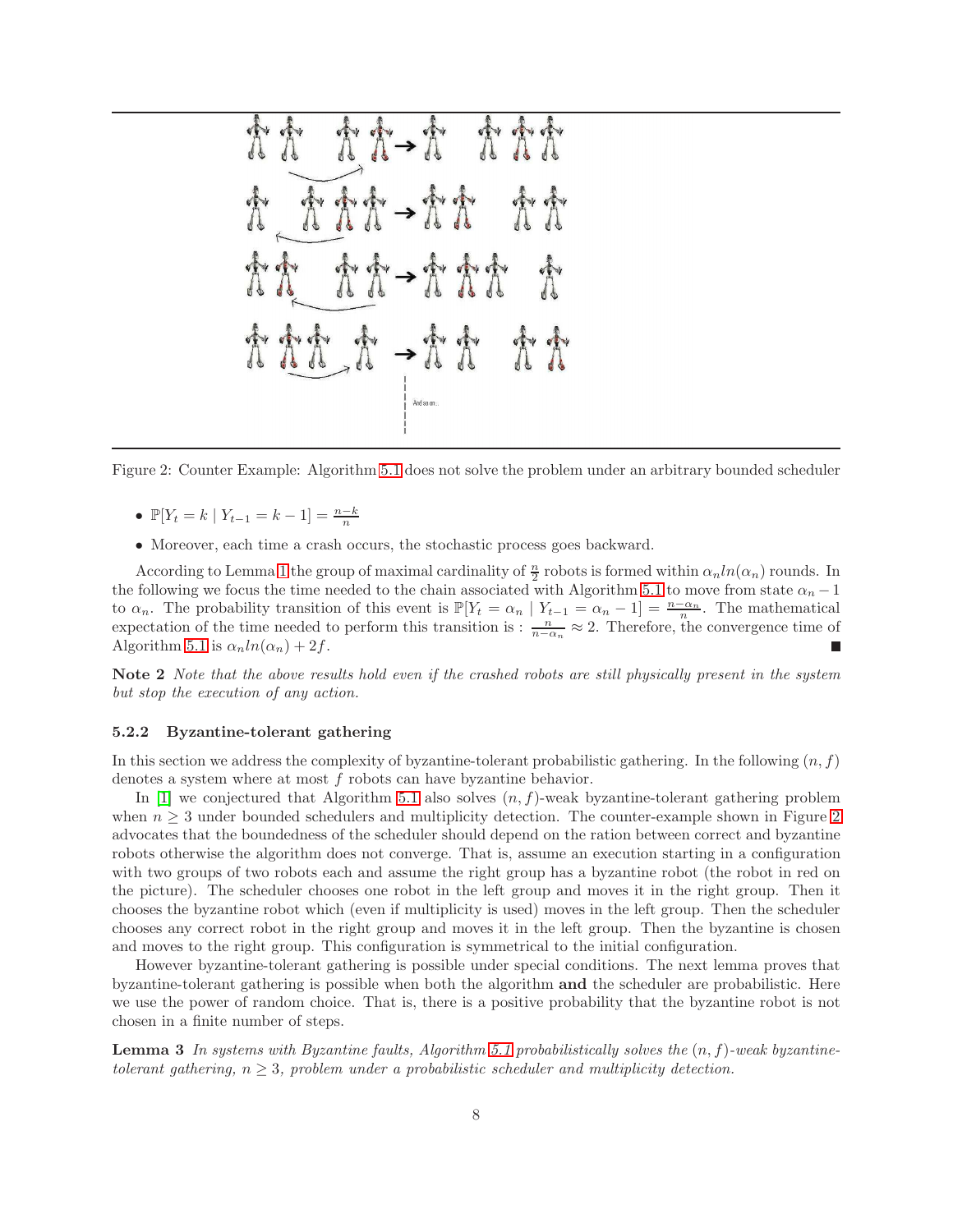Figure 2: Counter Example: Algorithm 5.1 does not solve the problem under an arbitrary bounded scheduler

- $\mathbb{P}[Y_t = k \mid Y_{t-1} = k-1] = \frac{n-k}{n}$
- Moreover, each time a crash occurs, the stochastic process goes backward.

According to Lemma 1 the group of maximal cardinality of $\frac{n}{2}$ robots is formed within $\alpha_n ln(\alpha_n)$ rounds. In the following we focus the time needed to the chain associated with Algorithm 5.1 to move from state $\alpha_n - 1$ to $\alpha_n$. The probability transition of this event is $\mathbb{P}[Y_t = \alpha_n \mid Y_{t-1} = \alpha_n - 1] = \frac{n-\alpha_n}{n}$. The mathematical expectation of the time needed to perform this transition is : $\frac{n}{n-\alpha_n} \approx 2$. Therefore, the convergence time of Algorithm 5.1 is $\alpha_n ln(\alpha_n) + 2f$. ∎

**Note 2** *Note that the above results hold even if the crashed robots are still physically present in the system but stop the execution of any action.*

#### 5.2.2 Byzantine-tolerant gathering

In this section we address the complexity of byzantine-tolerant probabilistic gathering. In the following $(n, f)$ denotes a system where at most $f$ robots can have byzantine behavior.

In [1] we conjectured that Algorithm 5.1 also solves $(n, f)$-weak byzantine-tolerant gathering problem when $n \geq 3$ under bounded schedulers and multiplicity detection. The counter-example shown in Figure 2 advocates that the boundedness of the scheduler should depend on the ration between correct and byzantine robots otherwise the algorithm does not converge. That is, assume an execution starting in a configuration with two groups of two robots each and assume the right group has a byzantine robot (the robot in red on the picture). The scheduler chooses one robot in the left group and moves it in the right group. Then it chooses the byzantine robot which (even if multiplicity is used) moves in the left group. Then the scheduler chooses any correct robot in the right group and moves it in the left group. Then the byzantine is chosen and moves to the right group. This configuration is symmetrical to the initial configuration.

However byzantine-tolerant gathering is possible under special conditions. The next lemma proves that byzantine-tolerant gathering is possible when both the algorithm **and** the scheduler are probabilistic. Here we use the power of random choice. That is, there is a positive probability that the byzantine robot is not chosen in a finite number of steps.

**Lemma 3** *In systems with Byzantine faults, Algorithm 5.1 probabilistically solves the $(n, f)$-weak byzantine-tolerant gathering, $n \geq 3$, problem under a probabilistic scheduler and multiplicity detection.*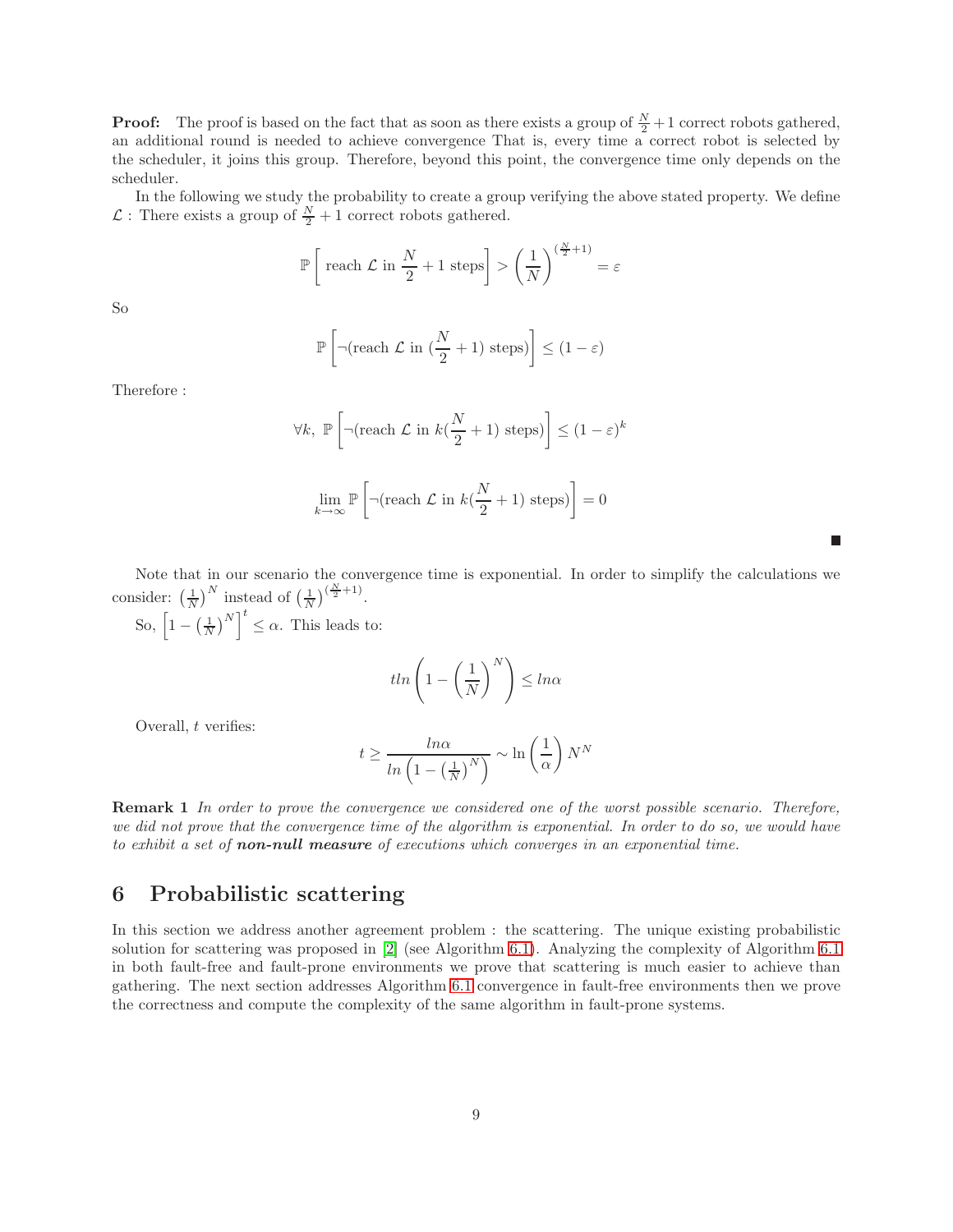**Proof:** The proof is based on the fact that as soon as there exists a group of $\frac{N}{2}+1$ correct robots gathered, an additional round is needed to achieve convergence That is, every time a correct robot is selected by the scheduler, it joins this group. Therefore, beyond this point, the convergence time only depends on the scheduler.

In the following we study the probability to create a group verifying the above stated property. We define $\mathcal{L}$ : There exists a group of $\frac{N}{2}+1$ correct robots gathered.

$$\mathbb{P}\left[\text{ reach } \mathcal{L} \text{ in } \frac{N}{2}+1 \text{ steps}\right] > \left(\frac{1}{N}\right)^{(\frac{N}{2}+1)} = \varepsilon$$

So

$$\mathbb{P}\left[\neg(\text{reach } \mathcal{L} \text{ in } (\frac{N}{2}+1) \text{ steps})\right] \leq (1-\varepsilon)$$

Therefore :

$$\forall k,\ \mathbb{P}\left[\neg(\text{reach } \mathcal{L} \text{ in } k(\frac{N}{2}+1) \text{ steps})\right] \leq (1-\varepsilon)^k$$

$$\lim_{k\to\infty} \mathbb{P}\left[\neg(\text{reach } \mathcal{L} \text{ in } k(\frac{N}{2}+1) \text{ steps})\right] = 0$$

∎

Note that in our scenario the convergence time is exponential. In order to simplify the calculations we consider: $\left(\frac{1}{N}\right)^N$ instead of $\left(\frac{1}{N}\right)^{(\frac{N}{2}+1)}$.

So, $\left[1-\left(\frac{1}{N}\right)^N\right]^t \leq \alpha$. This leads to:

$$tln\left(1-\left(\frac{1}{N}\right)^N\right) \leq ln\alpha$$

Overall, $t$ verifies:

$$t \geq \frac{ln\alpha}{ln\left(1-\left(\frac{1}{N}\right)^N\right)} \sim \ln\left(\frac{1}{\alpha}\right) N^N$$

**Remark 1** *In order to prove the convergence we considered one of the worst possible scenario. Therefore, we did not prove that the convergence time of the algorithm is exponential. In order to do so, we would have to exhibit a set of* ***non-null measure*** *of executions which converges in an exponential time.*

# 6 Probabilistic scattering

In this section we address another agreement problem : the scattering. The unique existing probabilistic solution for scattering was proposed in [2] (see Algorithm 6.1). Analyzing the complexity of Algorithm 6.1 in both fault-free and fault-prone environments we prove that scattering is much easier to achieve than gathering. The next section addresses Algorithm 6.1 convergence in fault-free environments then we prove the correctness and compute the complexity of the same algorithm in fault-prone systems.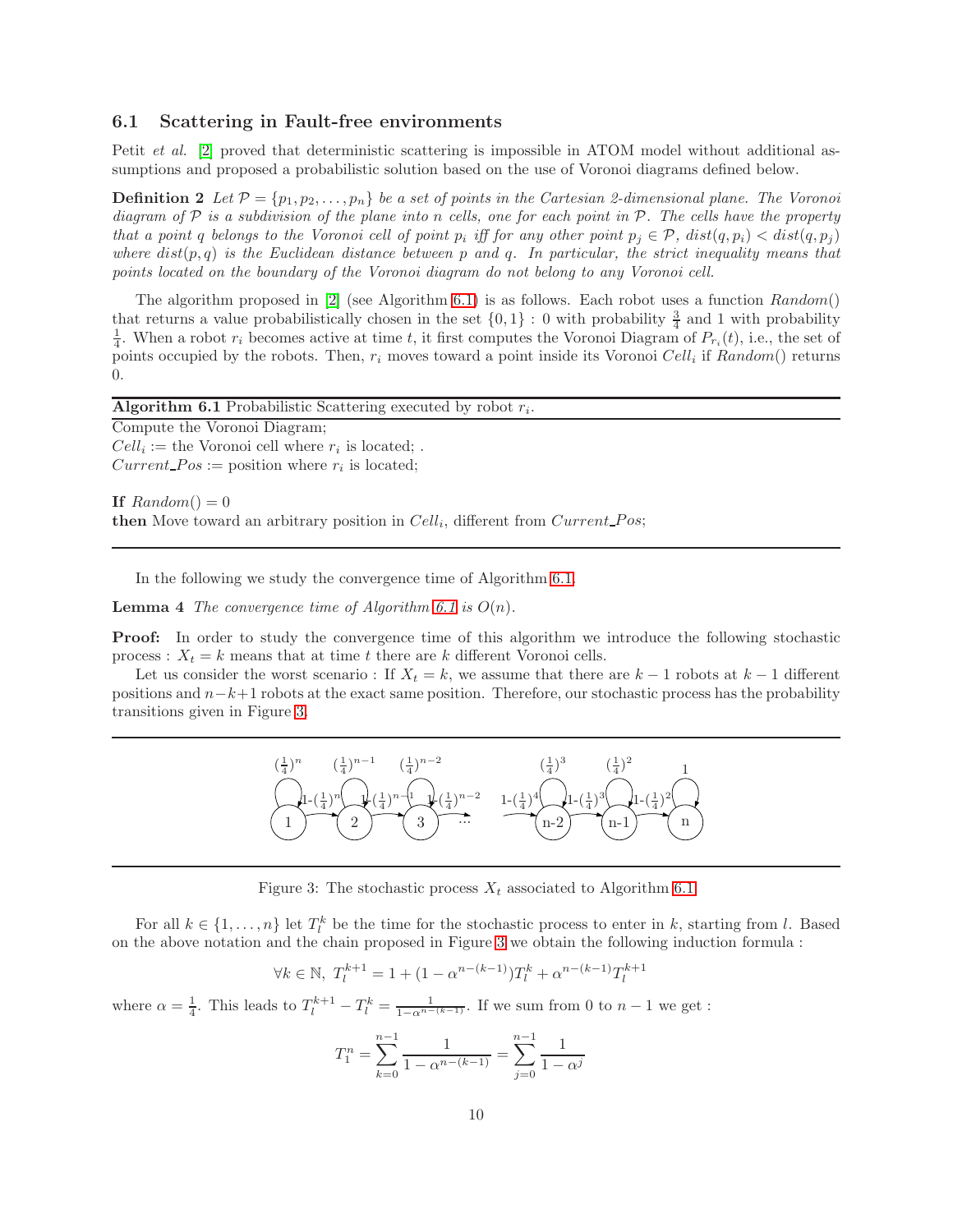### 6.1 Scattering in Fault-free environments

Petit *et al.* [2] proved that deterministic scattering is impossible in ATOM model without additional assumptions and proposed a probabilistic solution based on the use of Voronoi diagrams defined below.

**Definition 2** *Let $\mathcal{P} = \{p_1, p_2, \ldots, p_n\}$ be a set of points in the Cartesian 2-dimensional plane. The Voronoi diagram of $\mathcal{P}$ is a subdivision of the plane into $n$ cells, one for each point in $\mathcal{P}$. The cells have the property that a point $q$ belongs to the Voronoi cell of point $p_i$ iff for any other point $p_j \in \mathcal{P}$, $dist(q, p_i) < dist(q, p_j)$ where $dist(p, q)$ is the Euclidean distance between $p$ and $q$. In particular, the strict inequality means that points located on the boundary of the Voronoi diagram do not belong to any Voronoi cell.*

The algorithm proposed in [2] (see Algorithm 6.1) is as follows. Each robot uses a function *Random*() that returns a value probabilistically chosen in the set $\{0, 1\}$ : 0 with probability $\frac{3}{4}$ and 1 with probability $\frac{1}{4}$. When a robot $r_i$ becomes active at time $t$, it first computes the Voronoi Diagram of $P_{r_i}(t)$, i.e., the set of points occupied by the robots. Then, $r_i$ moves toward a point inside its Voronoi $Cell_i$ if *Random*() returns 0.

**Algorithm 6.1** Probabilistic Scattering executed by robot $r_i$.

```
Compute the Voronoi Diagram;
Cell_i := the Voronoi cell where r_i is located; .
Current_Pos := position where r_i is located;

If Random() = 0
then Move toward an arbitrary position in Cell_i, different from Current_Pos;
```

In the following we study the convergence time of Algorithm 6.1.

**Lemma 4** *The convergence time of Algorithm 6.1 is $O(n)$.*

**Proof:** In order to study the convergence time of this algorithm we introduce the following stochastic process : $X_t = k$ means that at time $t$ there are $k$ different Voronoi cells.

Let us consider the worst scenario : If $X_t = k$, we assume that there are $k-1$ robots at $k-1$ different positions and $n-k+1$ robots at the exact same position. Therefore, our stochastic process has the probability transitions given in Figure 3.

Figure 3: The stochastic process $X_t$ associated to Algorithm 6.1

For all $k \in \{1, \ldots, n\}$ let $T_l^k$ be the time for the stochastic process to enter in $k$, starting from $l$. Based on the above notation and the chain proposed in Figure 3 we obtain the following induction formula :

$$\forall k \in \mathbb{N},\ T_l^{k+1} = 1 + (1 - \alpha^{n-(k-1)})T_l^k + \alpha^{n-(k-1)}T_l^{k+1}$$

where $\alpha = \frac{1}{4}$. This leads to $T_l^{k+1} - T_l^k = \frac{1}{1-\alpha^{n-(k-1)}}$. If we sum from 0 to $n-1$ we get :

$$T_1^n = \sum_{k=0}^{n-1} \frac{1}{1 - \alpha^{n-(k-1)}} = \sum_{j=0}^{n-1} \frac{1}{1 - \alpha^j}$$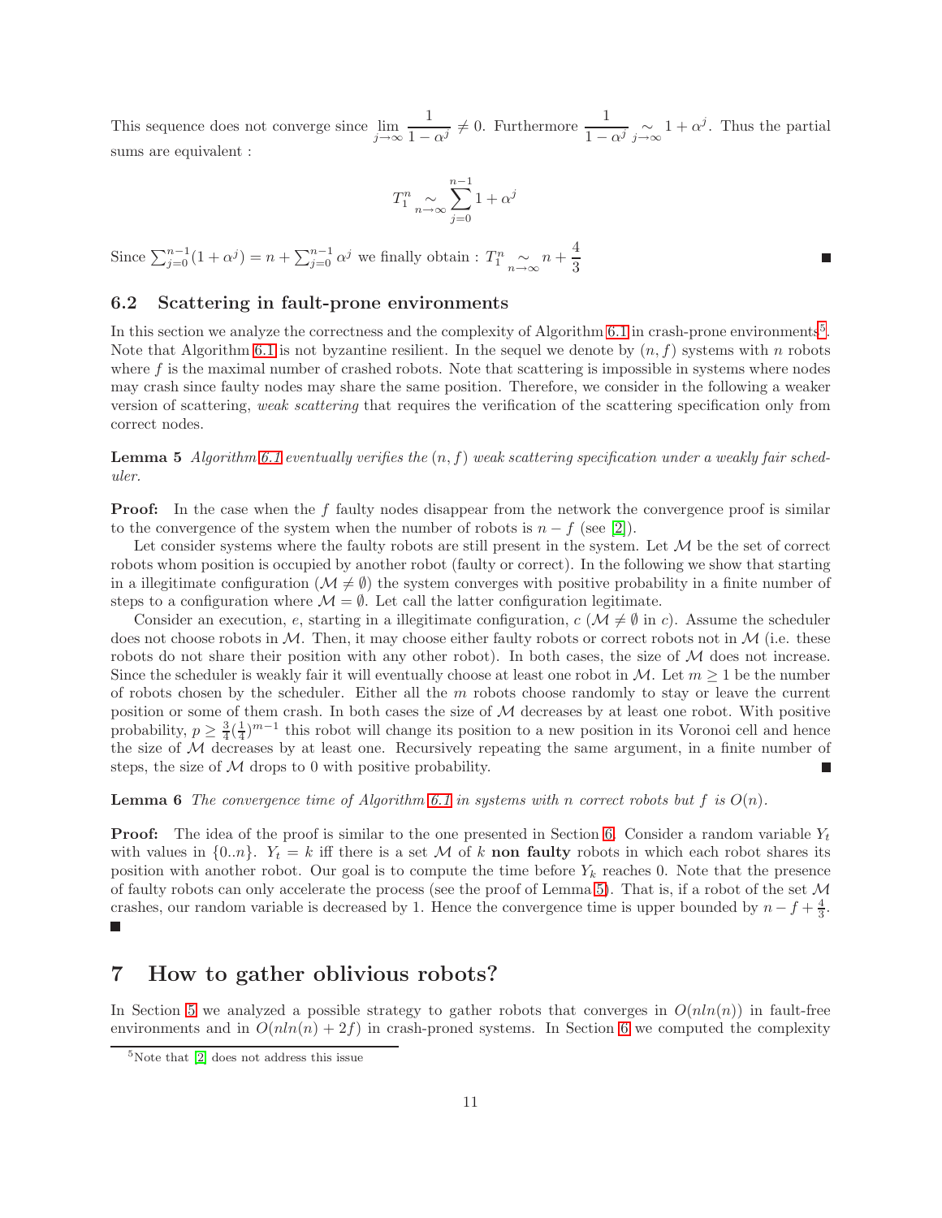This sequence does not converge since $\lim_{j\to\infty} \frac{1}{1-\alpha^j} \neq 0$. Furthermore $\frac{1}{1-\alpha^j} \underset{j\to\infty}{\sim} 1+\alpha^j$. Thus the partial sums are equivalent :

$$T_1^n \underset{n\to\infty}{\sim} \sum_{j=0}^{n-1} 1+\alpha^j$$

Since $\sum_{j=0}^{n-1}(1+\alpha^j) = n + \sum_{j=0}^{n-1}\alpha^j$ we finally obtain : $T_1^n \underset{n\to\infty}{\sim} n + \frac{4}{3}$ ■

## 6.2 Scattering in fault-prone environments

In this section we analyze the correctness and the complexity of Algorithm 6.1 in crash-prone environments[5]. Note that Algorithm 6.1 is not byzantine resilient. In the sequel we denote by $(n, f)$ systems with $n$ robots where $f$ is the maximal number of crashed robots. Note that scattering is impossible in systems where nodes may crash since faulty nodes may share the same position. Therefore, we consider in the following a weaker version of scattering, *weak scattering* that requires the verification of the scattering specification only from correct nodes.

**Lemma 5** *Algorithm 6.1 eventually verifies the $(n, f)$ weak scattering specification under a weakly fair scheduler.*

**Proof:** In the case when the $f$ faulty nodes disappear from the network the convergence proof is similar to the convergence of the system when the number of robots is $n - f$ (see [2]).

Let consider systems where the faulty robots are still present in the system. Let $\mathcal{M}$ be the set of correct robots whom position is occupied by another robot (faulty or correct). In the following we show that starting in a illegitimate configuration ($\mathcal{M} \neq \emptyset$) the system converges with positive probability in a finite number of steps to a configuration where $\mathcal{M} = \emptyset$. Let call the latter configuration legitimate.

Consider an execution, $e$, starting in a illegitimate configuration, $c$ ($\mathcal{M} \neq \emptyset$ in $c$). Assume the scheduler does not choose robots in $\mathcal{M}$. Then, it may choose either faulty robots or correct robots not in $\mathcal{M}$ (i.e. these robots do not share their position with any other robot). In both cases, the size of $\mathcal{M}$ does not increase. Since the scheduler is weakly fair it will eventually choose at least one robot in $\mathcal{M}$. Let $m \geq 1$ be the number of robots chosen by the scheduler. Either all the $m$ robots choose randomly to stay or leave the current position or some of them crash. In both cases the size of $\mathcal{M}$ decreases by at least one robot. With positive probability, $p \geq \frac{3}{4}(\frac{1}{4})^{m-1}$ this robot will change its position to a new position in its Voronoi cell and hence the size of $\mathcal{M}$ decreases by at least one. Recursively repeating the same argument, in a finite number of steps, the size of $\mathcal{M}$ drops to 0 with positive probability. ■

**Lemma 6** *The convergence time of Algorithm 6.1 in systems with $n$ correct robots but $f$ is $O(n)$.*

**Proof:** The idea of the proof is similar to the one presented in Section 6. Consider a random variable $Y_t$ with values in $\{0..n\}$. $Y_t = k$ iff there is a set $\mathcal{M}$ of $k$ **non faulty** robots in which each robot shares its position with another robot. Our goal is to compute the time before $Y_k$ reaches 0. Note that the presence of faulty robots can only accelerate the process (see the proof of Lemma 5). That is, if a robot of the set $\mathcal{M}$ crashes, our random variable is decreased by 1. Hence the convergence time is upper bounded by $n - f + \frac{4}{3}$. ■

# 7 How to gather oblivious robots?

In Section 5 we analyzed a possible strategy to gather robots that converges in $O(nln(n))$ in fault-free environments and in $O(nln(n) + 2f)$ in crash-proned systems. In Section 6 we computed the complexity

[5] Note that [2] does not address this issue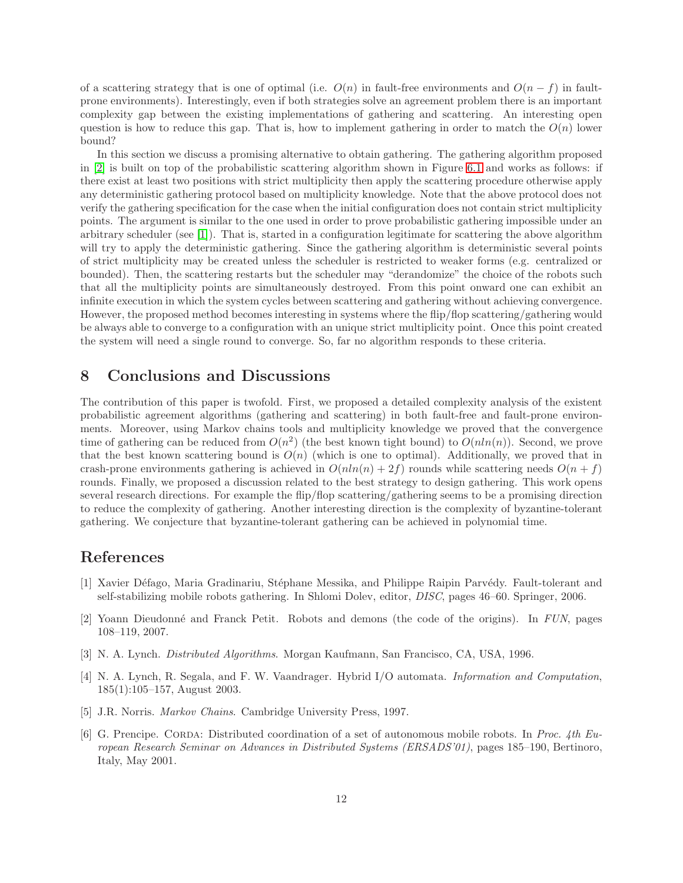of a scattering strategy that is one of optimal (i.e. $O(n)$ in fault-free environments and $O(n-f)$ in fault-prone environments). Interestingly, even if both strategies solve an agreement problem there is an important complexity gap between the existing implementations of gathering and scattering. An interesting open question is how to reduce this gap. That is, how to implement gathering in order to match the $O(n)$ lower bound?

In this section we discuss a promising alternative to obtain gathering. The gathering algorithm proposed in [2] is built on top of the probabilistic scattering algorithm shown in Figure 6.1 and works as follows: if there exist at least two positions with strict multiplicity then apply the scattering procedure otherwise apply any deterministic gathering protocol based on multiplicity knowledge. Note that the above protocol does not verify the gathering specification for the case when the initial configuration does not contain strict multiplicity points. The argument is similar to the one used in order to prove probabilistic gathering impossible under an arbitrary scheduler (see [1]). That is, started in a configuration legitimate for scattering the above algorithm will try to apply the deterministic gathering. Since the gathering algorithm is deterministic several points of strict multiplicity may be created unless the scheduler is restricted to weaker forms (e.g. centralized or bounded). Then, the scattering restarts but the scheduler may "derandomize" the choice of the robots such that all the multiplicity points are simultaneously destroyed. From this point onward one can exhibit an infinite execution in which the system cycles between scattering and gathering without achieving convergence. However, the proposed method becomes interesting in systems where the flip/flop scattering/gathering would be always able to converge to a configuration with an unique strict multiplicity point. Once this point created the system will need a single round to converge. So, far no algorithm responds to these criteria.

# 8 Conclusions and Discussions

The contribution of this paper is twofold. First, we proposed a detailed complexity analysis of the existent probabilistic agreement algorithms (gathering and scattering) in both fault-free and fault-prone environments. Moreover, using Markov chains tools and multiplicity knowledge we proved that the convergence time of gathering can be reduced from $O(n^2)$ (the best known tight bound) to $O(nln(n))$. Second, we prove that the best known scattering bound is $O(n)$ (which is one to optimal). Additionally, we proved that in crash-prone environments gathering is achieved in $O(nln(n) + 2f)$ rounds while scattering needs $O(n+f)$ rounds. Finally, we proposed a discussion related to the best strategy to design gathering. This work opens several research directions. For example the flip/flop scattering/gathering seems to be a promising direction to reduce the complexity of gathering. Another interesting direction is the complexity of byzantine-tolerant gathering. We conjecture that byzantine-tolerant gathering can be achieved in polynomial time.

# References

[1] Xavier Défago, Maria Gradinariu, Stéphane Messika, and Philippe Raipin Parvédy. Fault-tolerant and self-stabilizing mobile robots gathering. In Shlomi Dolev, editor, *DISC*, pages 46–60. Springer, 2006.

[2] Yoann Dieudonné and Franck Petit. Robots and demons (the code of the origins). In *FUN*, pages 108–119, 2007.

[3] N. A. Lynch. *Distributed Algorithms*. Morgan Kaufmann, San Francisco, CA, USA, 1996.

[4] N. A. Lynch, R. Segala, and F. W. Vaandrager. Hybrid I/O automata. *Information and Computation*, 185(1):105–157, August 2003.

[5] J.R. Norris. *Markov Chains*. Cambridge University Press, 1997.

[6] G. Prencipe. CORDA: Distributed coordination of a set of autonomous mobile robots. In *Proc. 4th European Research Seminar on Advances in Distributed Systems (ERSADS'01)*, pages 185–190, Bertinoro, Italy, May 2001.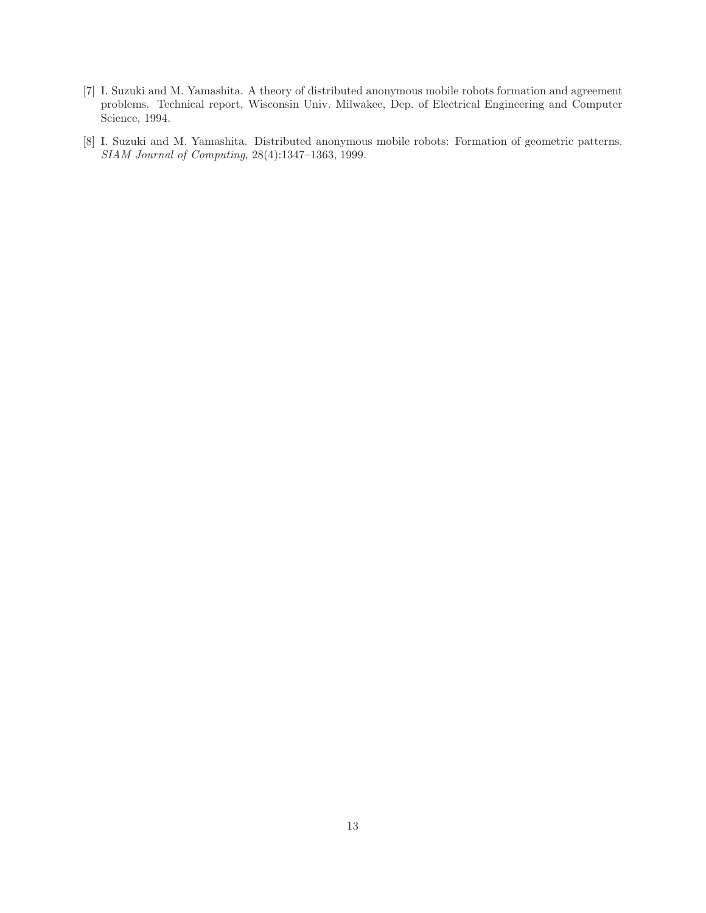[7] I. Suzuki and M. Yamashita. A theory of distributed anonymous mobile robots formation and agreement problems. Technical report, Wisconsin Univ. Milwakee, Dep. of Electrical Engineering and Computer Science, 1994.

[8] I. Suzuki and M. Yamashita. Distributed anonymous mobile robots: Formation of geometric patterns. *SIAM Journal of Computing*, 28(4):1347–1363, 1999.